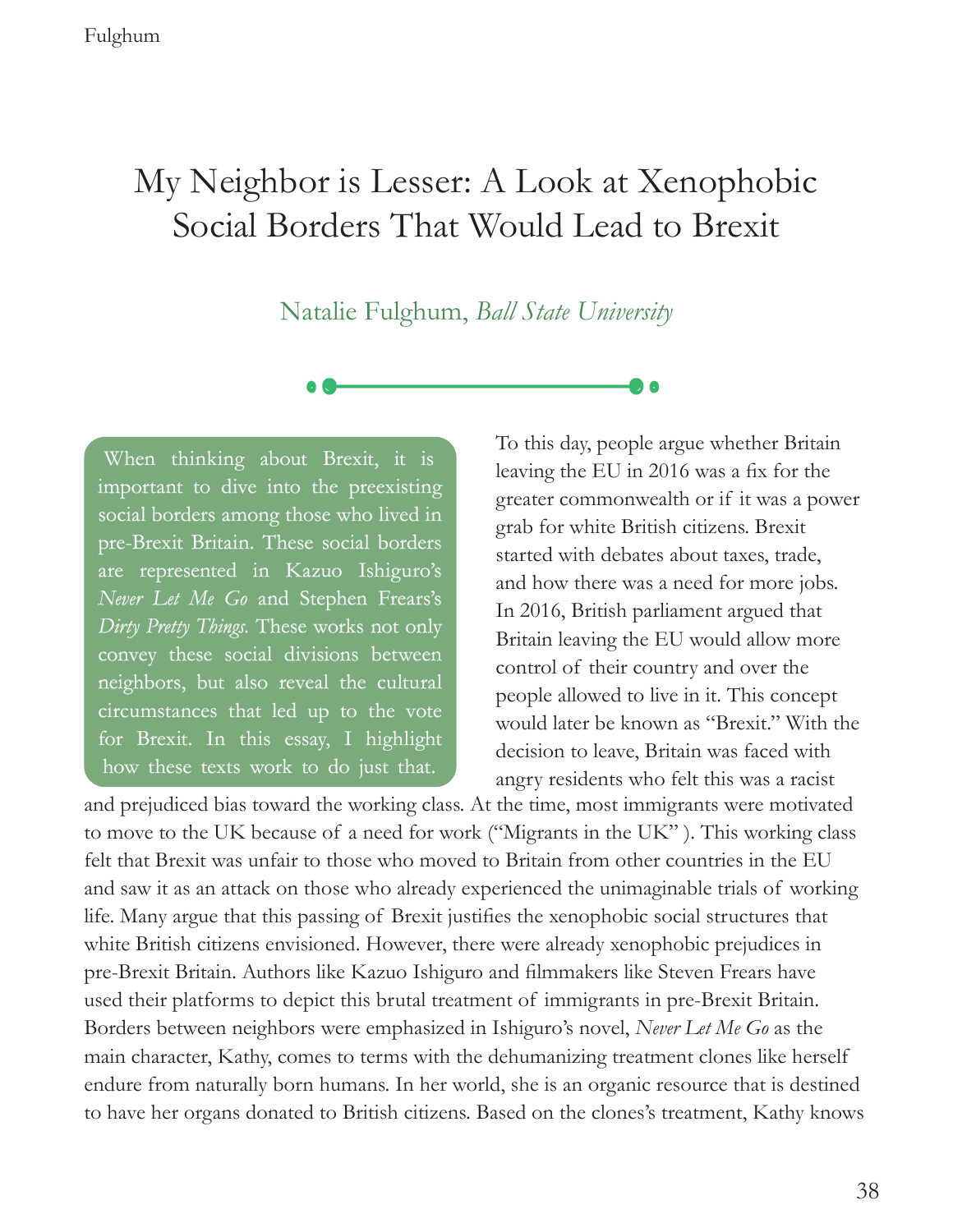# My Neighbor is Lesser: A Look at Xenophobic Social Borders That Would Lead to Brexit

Natalie Fulghum, *Ball State University*

When thinking about Brexit, it is important to dive into the preexisting social borders among those who lived in pre-Brexit Britain. These social borders are represented in Kazuo Ishiguro's *Never Let Me Go* and Stephen Frears's *Dirty Pretty Things*. These works not only convey these social divisions between neighbors, but also reveal the cultural circumstances that led up to the vote for Brexit. In this essay, I highlight how these texts work to do just that.

To this day, people argue whether Britain leaving the EU in 2016 was a fix for the greater commonwealth or if it was a power grab for white British citizens. Brexit started with debates about taxes, trade, and how there was a need for more jobs. In 2016, British parliament argued that Britain leaving the EU would allow more control of their country and over the people allowed to live in it. This concept would later be known as "Brexit." With the decision to leave, Britain was faced with angry residents who felt this was a racist and prejudiced bias toward the working class. At the time, most immigrants were motivated to move to the UK because of a need for work ("Migrants in the UK" ). This working class felt that Brexit was unfair to those who moved to Britain from other countries in the EU and saw it as an attack on those who already experienced the unimaginable trials of working life. Many argue that this passing of Brexit justifies the xenophobic social structures that white British citizens envisioned. However, there were already xenophobic prejudices in pre-Brexit Britain. Authors like Kazuo Ishiguro and filmmakers like Steven Frears have used their platforms to depict this brutal treatment of immigrants in pre-Brexit Britain. Borders between neighbors were emphasized in Ishiguro's novel, *Never Let Me Go* as the main character, Kathy, comes to terms with the dehumanizing treatment clones like herself endure from naturally born humans. In her world, she is an organic resource that is destined to have her organs donated to British citizens. Based on the clones's treatment, Kathy knows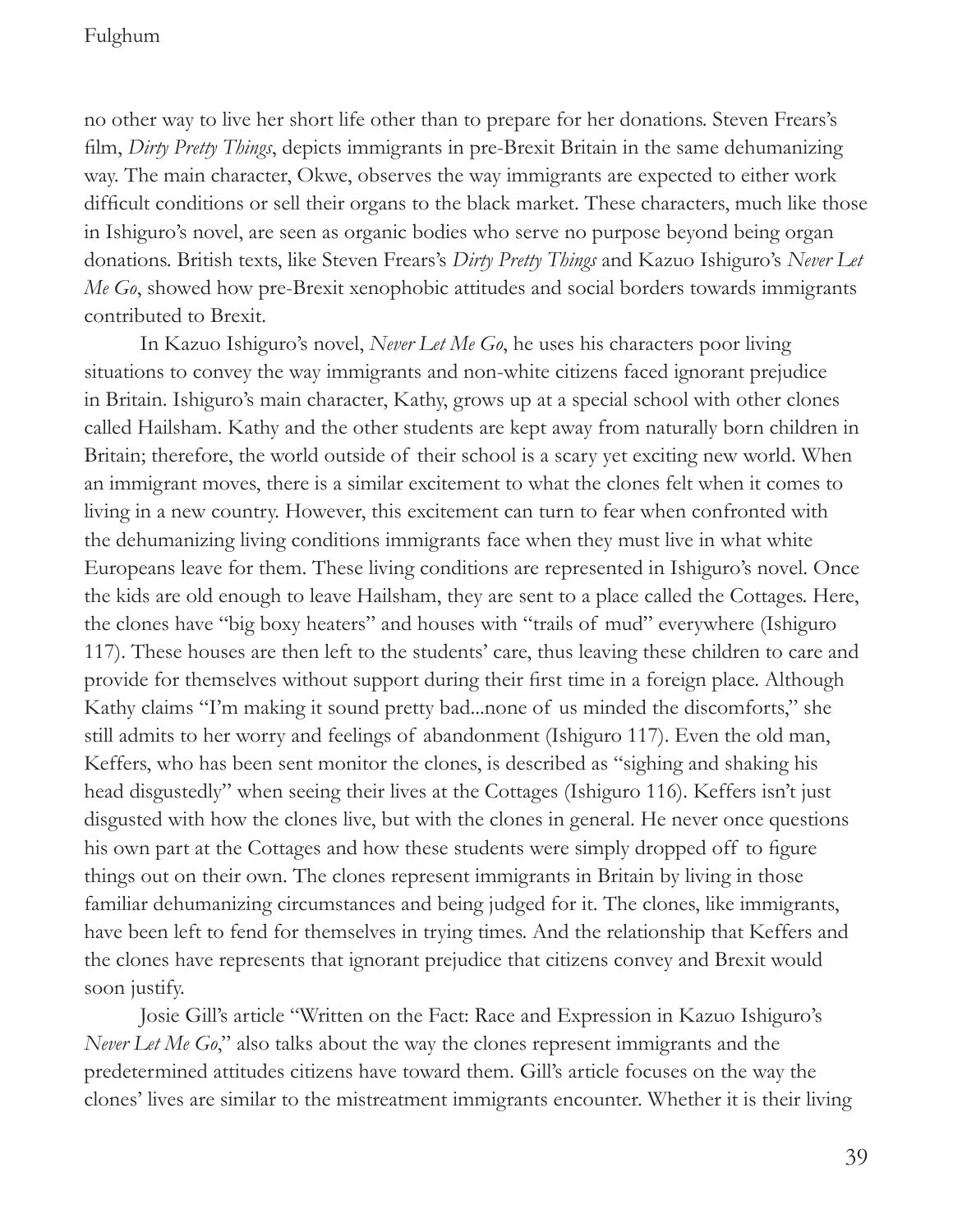no other way to live her short life other than to prepare for her donations. Steven Frears's film, *Dirty Pretty Things*, depicts immigrants in pre-Brexit Britain in the same dehumanizing way. The main character, Okwe, observes the way immigrants are expected to either work difficult conditions or sell their organs to the black market. These characters, much like those in Ishiguro's novel, are seen as organic bodies who serve no purpose beyond being organ donations. British texts, like Steven Frears's *Dirty Pretty Things* and Kazuo Ishiguro's *Never Let Me Go*, showed how pre-Brexit xenophobic attitudes and social borders towards immigrants contributed to Brexit.

In Kazuo Ishiguro's novel, *Never Let Me Go*, he uses his characters poor living situations to convey the way immigrants and non-white citizens faced ignorant prejudice in Britain. Ishiguro's main character, Kathy, grows up at a special school with other clones called Hailsham. Kathy and the other students are kept away from naturally born children in Britain; therefore, the world outside of their school is a scary yet exciting new world. When an immigrant moves, there is a similar excitement to what the clones felt when it comes to living in a new country. However, this excitement can turn to fear when confronted with the dehumanizing living conditions immigrants face when they must live in what white Europeans leave for them. These living conditions are represented in Ishiguro's novel. Once the kids are old enough to leave Hailsham, they are sent to a place called the Cottages. Here, the clones have "big boxy heaters" and houses with "trails of mud" everywhere (Ishiguro 117). These houses are then left to the students' care, thus leaving these children to care and provide for themselves without support during their first time in a foreign place. Although Kathy claims "I'm making it sound pretty bad...none of us minded the discomforts," she still admits to her worry and feelings of abandonment (Ishiguro 117). Even the old man, Keffers, who has been sent monitor the clones, is described as "sighing and shaking his head disgustedly" when seeing their lives at the Cottages (Ishiguro 116). Keffers isn't just disgusted with how the clones live, but with the clones in general. He never once questions his own part at the Cottages and how these students were simply dropped off to figure things out on their own. The clones represent immigrants in Britain by living in those familiar dehumanizing circumstances and being judged for it. The clones, like immigrants, have been left to fend for themselves in trying times. And the relationship that Keffers and the clones have represents that ignorant prejudice that citizens convey and Brexit would soon justify.

Josie Gill's article "Written on the Fact: Race and Expression in Kazuo Ishiguro's *Never Let Me Go*," also talks about the way the clones represent immigrants and the predetermined attitudes citizens have toward them. Gill's article focuses on the way the clones' lives are similar to the mistreatment immigrants encounter. Whether it is their living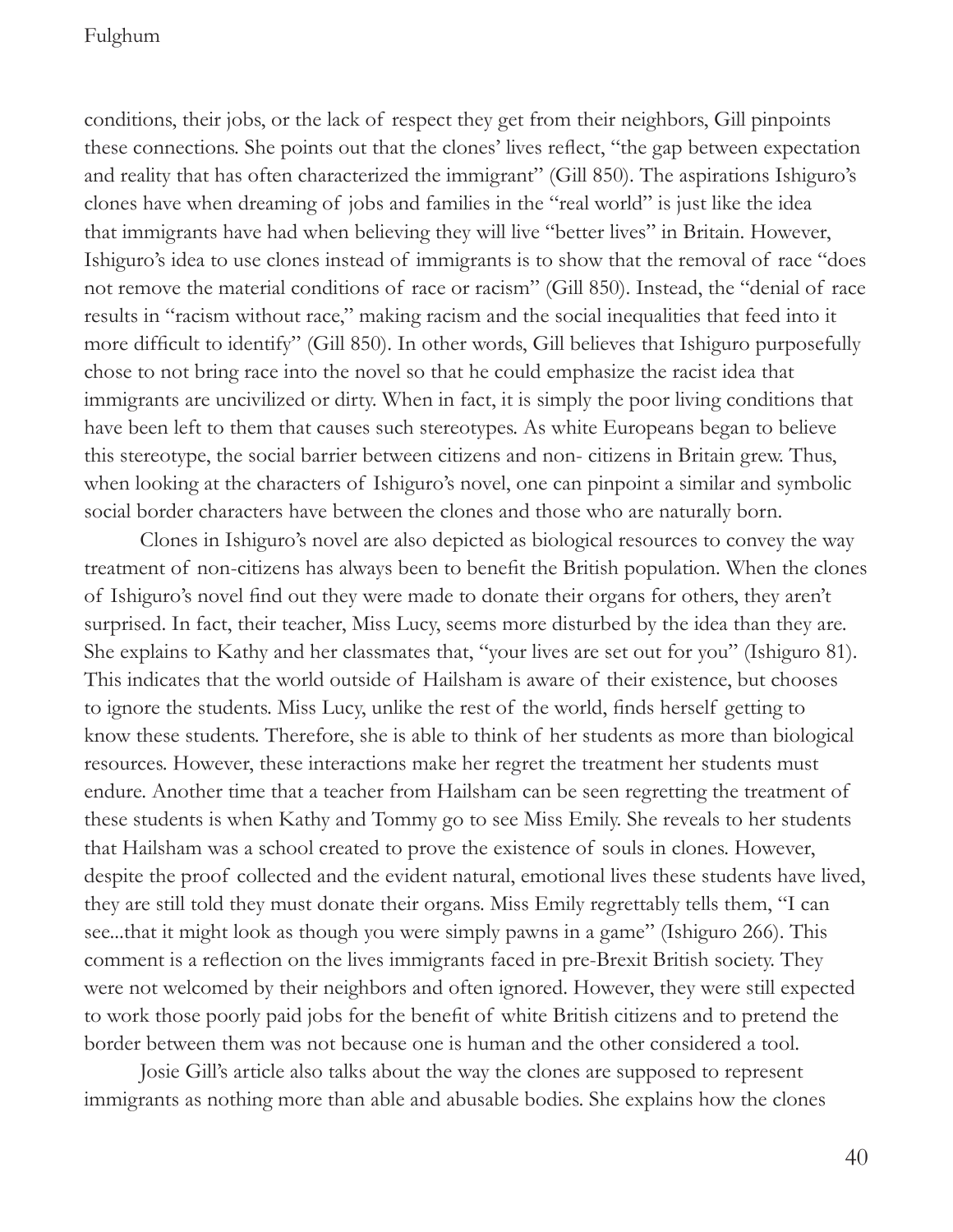conditions, their jobs, or the lack of respect they get from their neighbors, Gill pinpoints these connections. She points out that the clones' lives reflect, "the gap between expectation and reality that has often characterized the immigrant" (Gill 850). The aspirations Ishiguro's clones have when dreaming of jobs and families in the "real world" is just like the idea that immigrants have had when believing they will live "better lives" in Britain. However, Ishiguro's idea to use clones instead of immigrants is to show that the removal of race "does not remove the material conditions of race or racism" (Gill 850). Instead, the "denial of race results in "racism without race," making racism and the social inequalities that feed into it more difficult to identify" (Gill 850). In other words, Gill believes that Ishiguro purposefully chose to not bring race into the novel so that he could emphasize the racist idea that immigrants are uncivilized or dirty. When in fact, it is simply the poor living conditions that have been left to them that causes such stereotypes. As white Europeans began to believe this stereotype, the social barrier between citizens and non- citizens in Britain grew. Thus, when looking at the characters of Ishiguro's novel, one can pinpoint a similar and symbolic social border characters have between the clones and those who are naturally born.

Clones in Ishiguro's novel are also depicted as biological resources to convey the way treatment of non-citizens has always been to benefit the British population. When the clones of Ishiguro's novel find out they were made to donate their organs for others, they aren't surprised. In fact, their teacher, Miss Lucy, seems more disturbed by the idea than they are. She explains to Kathy and her classmates that, "your lives are set out for you" (Ishiguro 81). This indicates that the world outside of Hailsham is aware of their existence, but chooses to ignore the students. Miss Lucy, unlike the rest of the world, finds herself getting to know these students. Therefore, she is able to think of her students as more than biological resources. However, these interactions make her regret the treatment her students must endure. Another time that a teacher from Hailsham can be seen regretting the treatment of these students is when Kathy and Tommy go to see Miss Emily. She reveals to her students that Hailsham was a school created to prove the existence of souls in clones. However, despite the proof collected and the evident natural, emotional lives these students have lived, they are still told they must donate their organs. Miss Emily regrettably tells them, "I can see...that it might look as though you were simply pawns in a game" (Ishiguro 266). This comment is a reflection on the lives immigrants faced in pre-Brexit British society. They were not welcomed by their neighbors and often ignored. However, they were still expected to work those poorly paid jobs for the benefit of white British citizens and to pretend the border between them was not because one is human and the other considered a tool.

Josie Gill's article also talks about the way the clones are supposed to represent immigrants as nothing more than able and abusable bodies. She explains how the clones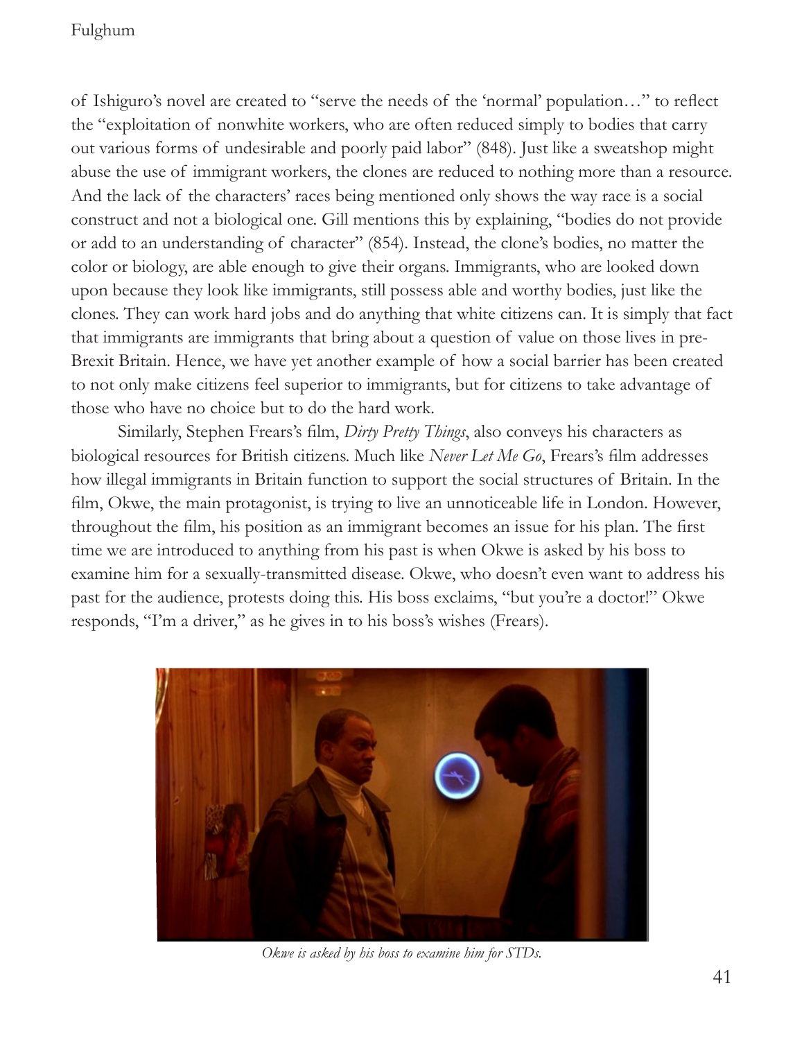of Ishiguro's novel are created to "serve the needs of the 'normal' population…" to reflect the "exploitation of nonwhite workers, who are often reduced simply to bodies that carry out various forms of undesirable and poorly paid labor" (848). Just like a sweatshop might abuse the use of immigrant workers, the clones are reduced to nothing more than a resource. And the lack of the characters' races being mentioned only shows the way race is a social construct and not a biological one. Gill mentions this by explaining, "bodies do not provide or add to an understanding of character" (854). Instead, the clone's bodies, no matter the color or biology, are able enough to give their organs. Immigrants, who are looked down upon because they look like immigrants, still possess able and worthy bodies, just like the clones. They can work hard jobs and do anything that white citizens can. It is simply that fact that immigrants are immigrants that bring about a question of value on those lives in pre-Brexit Britain. Hence, we have yet another example of how a social barrier has been created to not only make citizens feel superior to immigrants, but for citizens to take advantage of those who have no choice but to do the hard work.

Similarly, Stephen Frears's film, *Dirty Pretty Things*, also conveys his characters as biological resources for British citizens. Much like *Never Let Me Go*, Frears's film addresses how illegal immigrants in Britain function to support the social structures of Britain. In the film, Okwe, the main protagonist, is trying to live an unnoticeable life in London. However, throughout the film, his position as an immigrant becomes an issue for his plan. The first time we are introduced to anything from his past is when Okwe is asked by his boss to examine him for a sexually-transmitted disease. Okwe, who doesn't even want to address his past for the audience, protests doing this. His boss exclaims, "but you're a doctor!" Okwe responds, "I'm a driver," as he gives in to his boss's wishes (Frears).

*Okwe is asked by his boss to examine him for STDs.*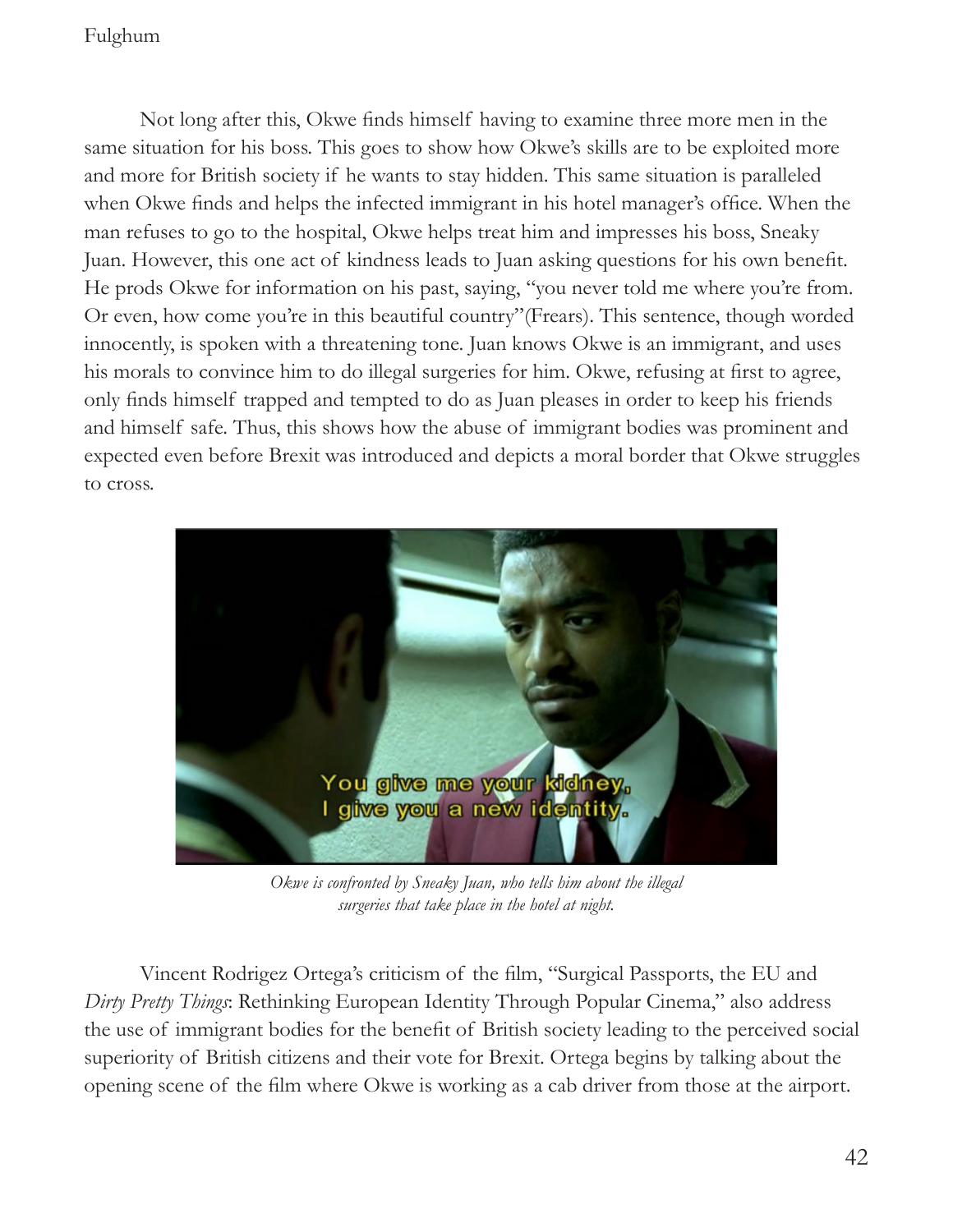Not long after this, Okwe finds himself having to examine three more men in the same situation for his boss. This goes to show how Okwe's skills are to be exploited more and more for British society if he wants to stay hidden. This same situation is paralleled when Okwe finds and helps the infected immigrant in his hotel manager's office. When the man refuses to go to the hospital, Okwe helps treat him and impresses his boss, Sneaky Juan. However, this one act of kindness leads to Juan asking questions for his own benefit. He prods Okwe for information on his past, saying, "you never told me where you're from. Or even, how come you're in this beautiful country"(Frears). This sentence, though worded innocently, is spoken with a threatening tone. Juan knows Okwe is an immigrant, and uses his morals to convince him to do illegal surgeries for him. Okwe, refusing at first to agree, only finds himself trapped and tempted to do as Juan pleases in order to keep his friends and himself safe. Thus, this shows how the abuse of immigrant bodies was prominent and expected even before Brexit was introduced and depicts a moral border that Okwe struggles to cross.

*Okwe is confronted by Sneaky Juan, who tells him about the illegal surgeries that take place in the hotel at night.*

Vincent Rodrigez Ortega's criticism of the film, "Surgical Passports, the EU and *Dirty Pretty Things*: Rethinking European Identity Through Popular Cinema," also address the use of immigrant bodies for the benefit of British society leading to the perceived social superiority of British citizens and their vote for Brexit. Ortega begins by talking about the opening scene of the film where Okwe is working as a cab driver from those at the airport.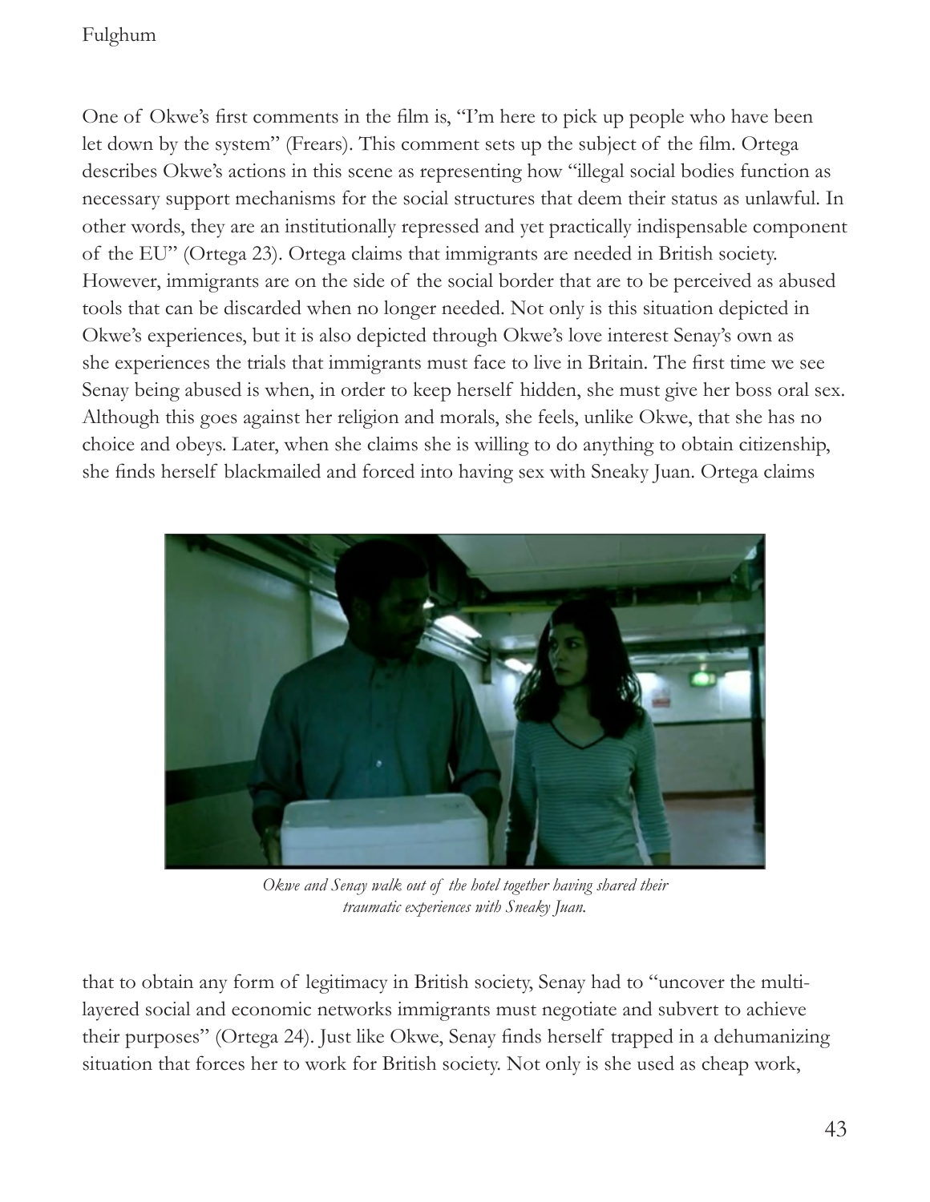One of Okwe's first comments in the film is, "I'm here to pick up people who have been let down by the system" (Frears). This comment sets up the subject of the film. Ortega describes Okwe's actions in this scene as representing how "illegal social bodies function as necessary support mechanisms for the social structures that deem their status as unlawful. In other words, they are an institutionally repressed and yet practically indispensable component of the EU" (Ortega 23). Ortega claims that immigrants are needed in British society. However, immigrants are on the side of the social border that are to be perceived as abused tools that can be discarded when no longer needed. Not only is this situation depicted in Okwe's experiences, but it is also depicted through Okwe's love interest Senay's own as she experiences the trials that immigrants must face to live in Britain. The first time we see Senay being abused is when, in order to keep herself hidden, she must give her boss oral sex. Although this goes against her religion and morals, she feels, unlike Okwe, that she has no choice and obeys. Later, when she claims she is willing to do anything to obtain citizenship, she finds herself blackmailed and forced into having sex with Sneaky Juan. Ortega claims

*Okwe and Senay walk out of the hotel together having shared their traumatic experiences with Sneaky Juan.*

that to obtain any form of legitimacy in British society, Senay had to "uncover the multi-layered social and economic networks immigrants must negotiate and subvert to achieve their purposes" (Ortega 24). Just like Okwe, Senay finds herself trapped in a dehumanizing situation that forces her to work for British society. Not only is she used as cheap work,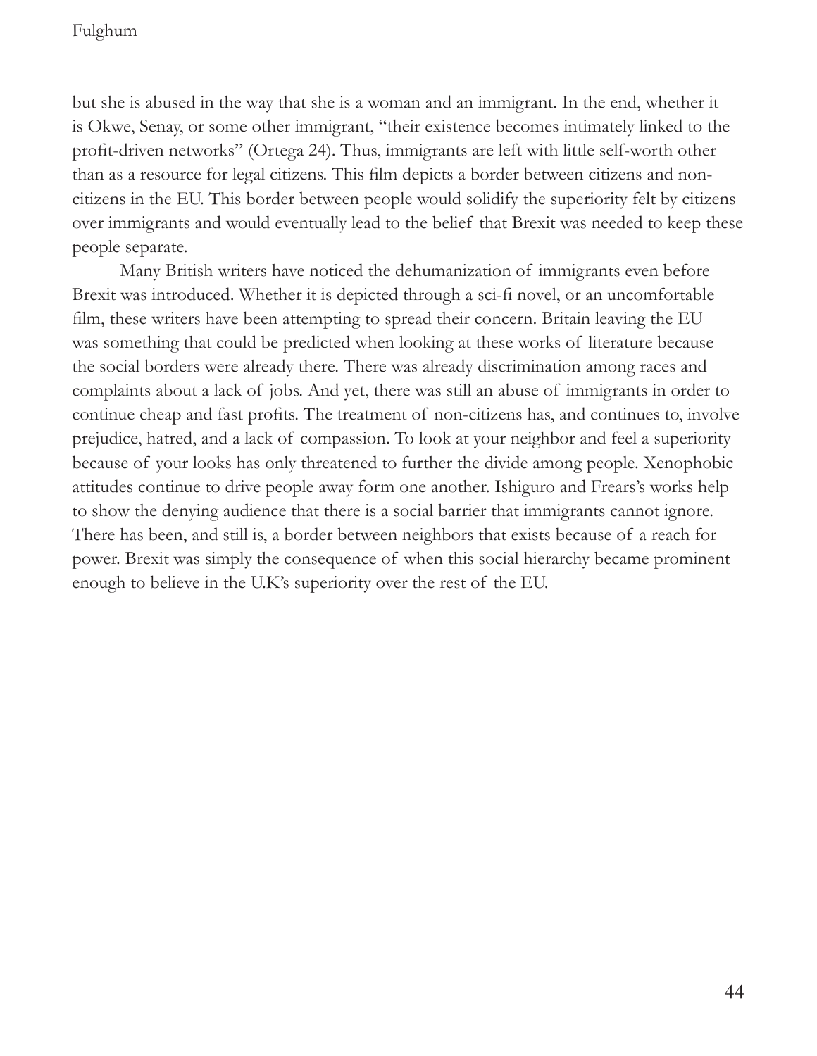but she is abused in the way that she is a woman and an immigrant. In the end, whether it is Okwe, Senay, or some other immigrant, "their existence becomes intimately linked to the profit-driven networks" (Ortega 24). Thus, immigrants are left with little self-worth other than as a resource for legal citizens. This film depicts a border between citizens and non-citizens in the EU. This border between people would solidify the superiority felt by citizens over immigrants and would eventually lead to the belief that Brexit was needed to keep these people separate.

Many British writers have noticed the dehumanization of immigrants even before Brexit was introduced. Whether it is depicted through a sci-fi novel, or an uncomfortable film, these writers have been attempting to spread their concern. Britain leaving the EU was something that could be predicted when looking at these works of literature because the social borders were already there. There was already discrimination among races and complaints about a lack of jobs. And yet, there was still an abuse of immigrants in order to continue cheap and fast profits. The treatment of non-citizens has, and continues to, involve prejudice, hatred, and a lack of compassion. To look at your neighbor and feel a superiority because of your looks has only threatened to further the divide among people. Xenophobic attitudes continue to drive people away form one another. Ishiguro and Frears's works help to show the denying audience that there is a social barrier that immigrants cannot ignore. There has been, and still is, a border between neighbors that exists because of a reach for power. Brexit was simply the consequence of when this social hierarchy became prominent enough to believe in the U.K's superiority over the rest of the EU.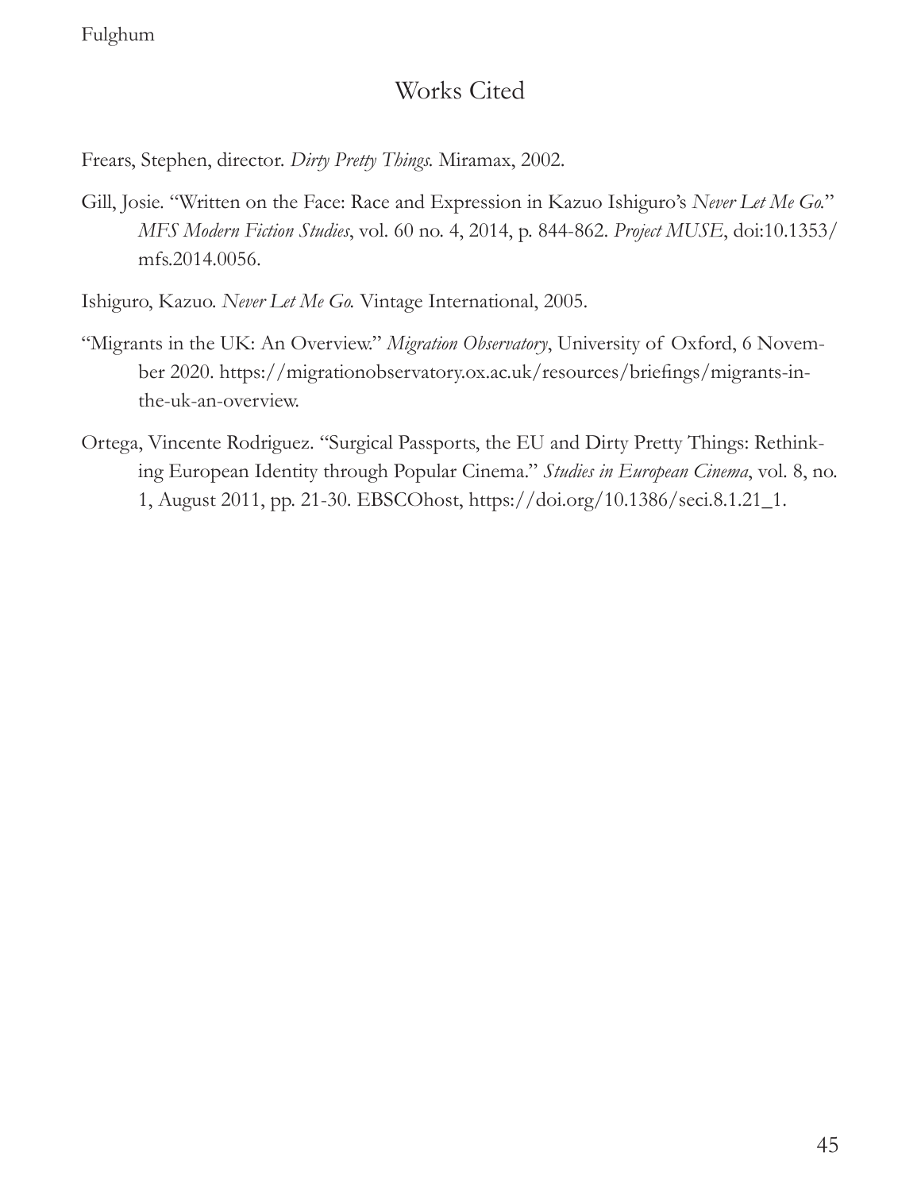## Works Cited

Frears, Stephen, director. *Dirty Pretty Things.* Miramax, 2002.

Gill, Josie. "Written on the Face: Race and Expression in Kazuo Ishiguro's *Never Let Me Go.*" *MFS Modern Fiction Studies*, vol. 60 no. 4, 2014, p. 844-862. *Project MUSE*, doi:10.1353/mfs.2014.0056.

Ishiguro, Kazuo. *Never Let Me Go.* Vintage International, 2005.

"Migrants in the UK: An Overview." *Migration Observatory*, University of Oxford, 6 November 2020. https://migrationobservatory.ox.ac.uk/resources/briefings/migrants-in-the-uk-an-overview.

Ortega, Vincente Rodriguez. "Surgical Passports, the EU and Dirty Pretty Things: Rethinking European Identity through Popular Cinema." *Studies in European Cinema*, vol. 8, no. 1, August 2011, pp. 21-30. EBSCOhost, https://doi.org/10.1386/seci.8.1.21_1.